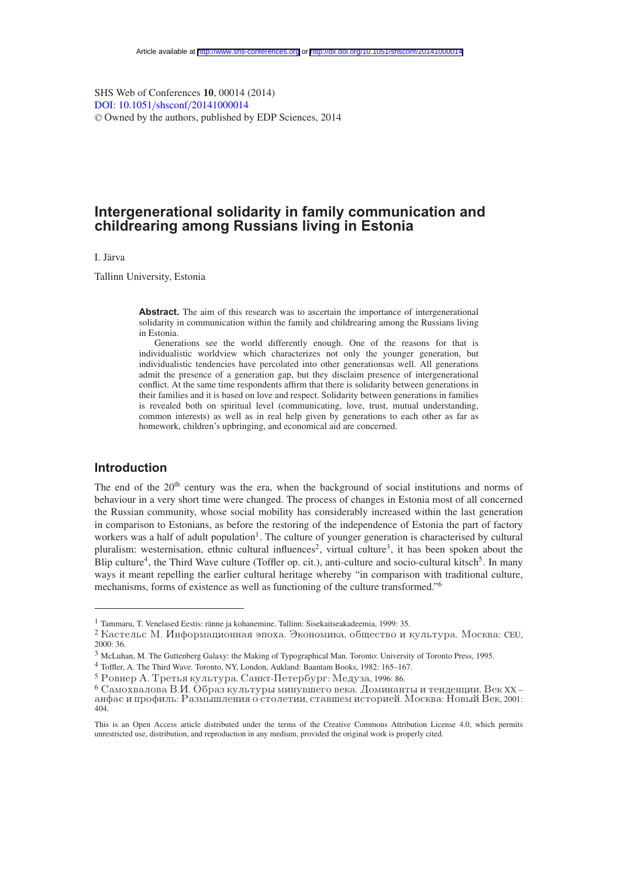Article available at http://www.shs-conferences.org or http://dx.doi.org/10.1051/shsconf/20141000014

SHS Web of Conferences **10**, 00014 (2014)
DOI: 10.1051/shsconf/20141000014
© Owned by the authors, published by EDP Sciences, 2014

# Intergenerational solidarity in family communication and childrearing among Russians living in Estonia

I. Järva

Tallinn University, Estonia

**Abstract.** The aim of this research was to ascertain the importance of intergenerational solidarity in communication within the family and childrearing among the Russians living in Estonia.

Generations see the world differently enough. One of the reasons for that is individualistic worldview which characterizes not only the younger generation, but individualistic tendencies have percolated into other generationsas well. All generations admit the presence of a generation gap, but they disclaim presence of intergenerational conflict. At the same time respondents affirm that there is solidarity between generations in their families and it is based on love and respect. Solidarity between generations in families is revealed both on spiritual level (communicating, love, trust, mutual understanding, common interests) as well as in real help given by generations to each other as far as homework, children's upbringing, and economical aid are concerned.

## Introduction

The end of the 20th century was the era, when the background of social institutions and norms of behaviour in a very short time were changed. The process of changes in Estonia most of all concerned the Russian community, whose social mobility has considerably increased within the last generation in comparison to Estonians, as before the restoring of the independence of Estonia the part of factory workers was a half of adult population[1]. The culture of younger generation is characterised by cultural pluralism: westernisation, ethnic cultural influences[2], virtual culture[3], it has been spoken about the Blip culture[4], the Third Wave culture (Toffler op. cit.), anti-culture and socio-cultural kitsch[5]. In many ways it meant repelling the earlier cultural heritage whereby "in comparison with traditional culture, mechanisms, forms of existence as well as functioning of the culture transformed."[6]

---

[1] Tammaru, T. Venelased Eestis: ränne ja kohanemine. Tallinn: Sisekaitseakadeemia, 1999: 35.

[2] Кастельс М. Информационная эпоха. Экономика, общество и культура. Москва: СЕU, 2000: 36.

[3] McLuhan, M. The Guttenberg Galaxy: the Making of Typographical Man. Toronto: University of Toronto Press, 1995.

[4] Toffler, A. The Third Wave. Toronto, NY, London, Aukland: Baantam Books, 1982: 165–167.

[5] Ровнер А. Третья культура. Санкт-Петербург: Медуза, 1996: 86.

[6] Самохвалова В.И. Образ культуры минувшего века. Доминанты и тенденции. Век XX – анфас и профиль: Размышления о столетии, ставшем историей. Москва: Новый Век, 2001: 404.

This is an Open Access article distributed under the terms of the Creative Commons Attribution License 4.0, which permits unrestricted use, distribution, and reproduction in any medium, provided the original work is properly cited.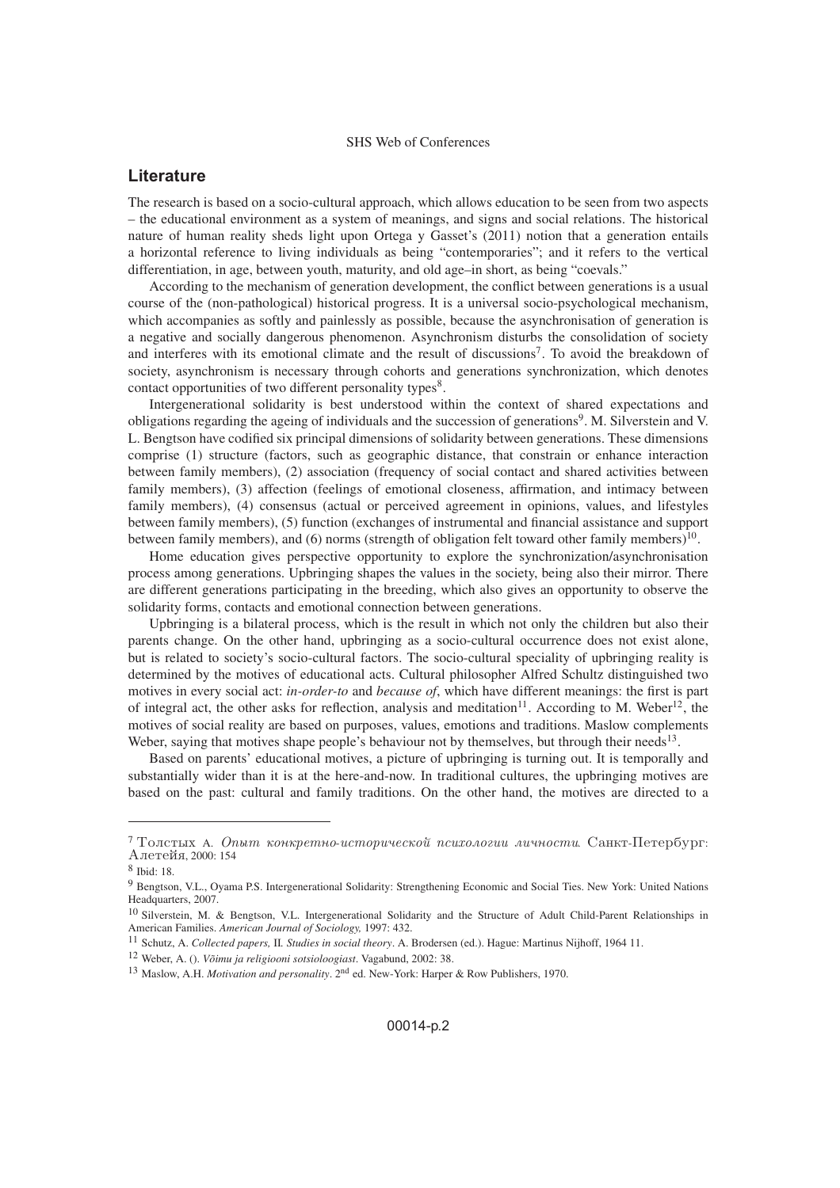## Literature

The research is based on a socio-cultural approach, which allows education to be seen from two aspects – the educational environment as a system of meanings, and signs and social relations. The historical nature of human reality sheds light upon Ortega y Gasset's (2011) notion that a generation entails a horizontal reference to living individuals as being "contemporaries"; and it refers to the vertical differentiation, in age, between youth, maturity, and old age–in short, as being "coevals."

According to the mechanism of generation development, the conflict between generations is a usual course of the (non-pathological) historical progress. It is a universal socio-psychological mechanism, which accompanies as softly and painlessly as possible, because the asynchronisation of generation is a negative and socially dangerous phenomenon. Asynchronism disturbs the consolidation of society and interferes with its emotional climate and the result of discussions[7]. To avoid the breakdown of society, asynchronism is necessary through cohorts and generations synchronization, which denotes contact opportunities of two different personality types[8].

Intergenerational solidarity is best understood within the context of shared expectations and obligations regarding the ageing of individuals and the succession of generations[9]. M. Silverstein and V. L. Bengtson have codified six principal dimensions of solidarity between generations. These dimensions comprise (1) structure (factors, such as geographic distance, that constrain or enhance interaction between family members), (2) association (frequency of social contact and shared activities between family members), (3) affection (feelings of emotional closeness, affirmation, and intimacy between family members), (4) consensus (actual or perceived agreement in opinions, values, and lifestyles between family members), (5) function (exchanges of instrumental and financial assistance and support between family members), and (6) norms (strength of obligation felt toward other family members)[10].

Home education gives perspective opportunity to explore the synchronization/asynchronisation process among generations. Upbringing shapes the values in the society, being also their mirror. There are different generations participating in the breeding, which also gives an opportunity to observe the solidarity forms, contacts and emotional connection between generations.

Upbringing is a bilateral process, which is the result in which not only the children but also their parents change. On the other hand, upbringing as a socio-cultural occurrence does not exist alone, but is related to society's socio-cultural factors. The socio-cultural speciality of upbringing reality is determined by the motives of educational acts. Cultural philosopher Alfred Schultz distinguished two motives in every social act: *in-order-to* and *because of*, which have different meanings: the first is part of integral act, the other asks for reflection, analysis and meditation[11]. According to M. Weber[12], the motives of social reality are based on purposes, values, emotions and traditions. Maslow complements Weber, saying that motives shape people's behaviour not by themselves, but through their needs[13].

Based on parents' educational motives, a picture of upbringing is turning out. It is temporally and substantially wider than it is at the here-and-now. In traditional cultures, the upbringing motives are based on the past: cultural and family traditions. On the other hand, the motives are directed to a

---

[7] Толстых А. *Опыт конкретно-исторической психологии личности.* Санкт-Петербург: Алетейя, 2000: 154

[8] Ibid: 18.

[9] Bengtson, V.L., Oyama P.S. Intergenerational Solidarity: Strengthening Economic and Social Ties. New York: United Nations Headquarters, 2007.

[10] Silverstein, M. & Bengtson, V.L. Intergenerational Solidarity and the Structure of Adult Child-Parent Relationships in American Families. *American Journal of Sociology,* 1997: 432.

[11] Schutz, A. *Collected papers,* II*. Studies in social theory*. A. Brodersen (ed.). Hague: Martinus Nijhoff, 1964 11.

[12] Weber, A. (). *Võimu ja religiooni sotsioloogiast*. Vagabund, 2002: 38.

[13] Maslow, A.H. *Motivation and personality*. 2nd ed. New-York: Harper & Row Publishers, 1970.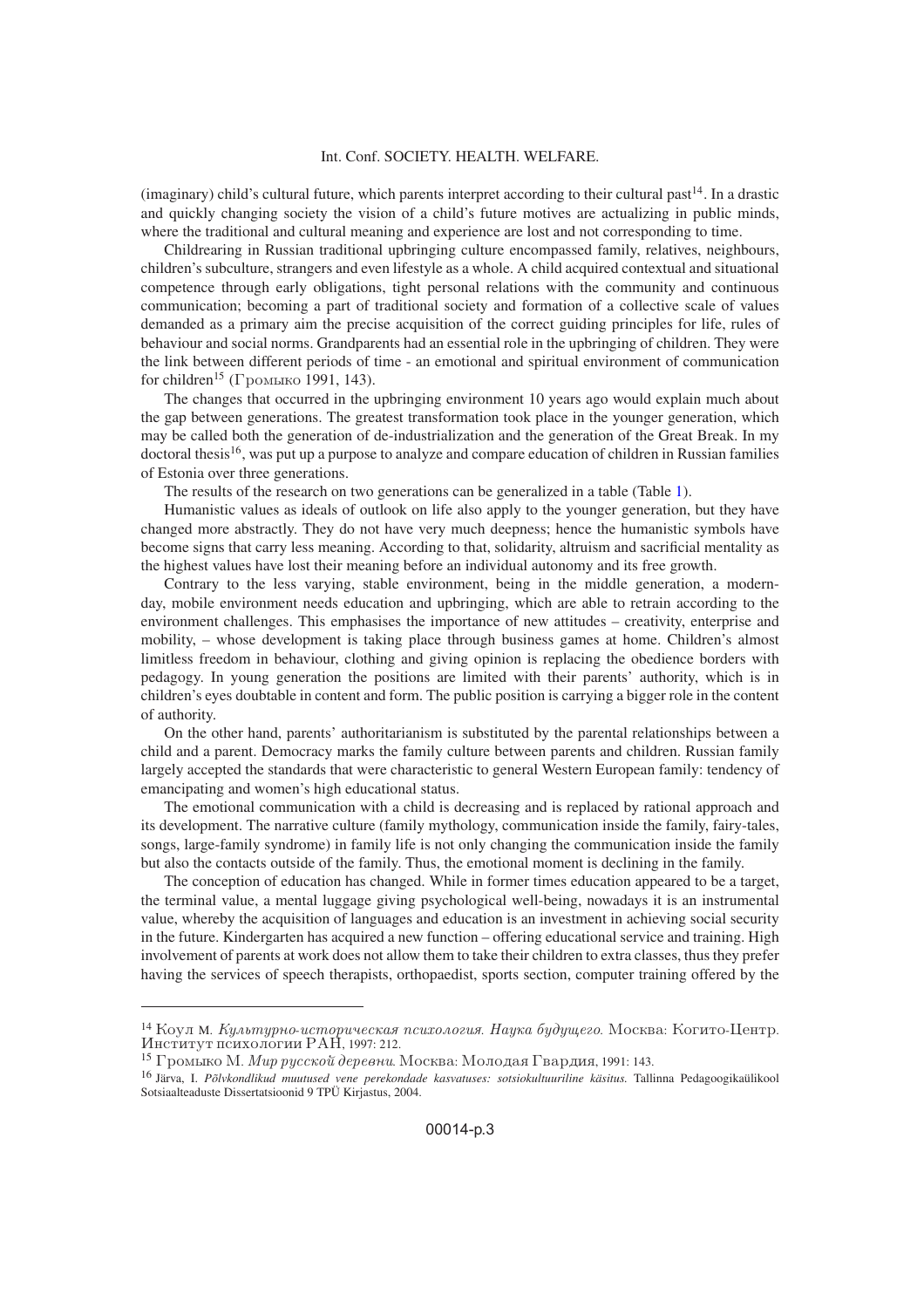(imaginary) child's cultural future, which parents interpret according to their cultural past[14]. In a drastic and quickly changing society the vision of a child's future motives are actualizing in public minds, where the traditional and cultural meaning and experience are lost and not corresponding to time.

Childrearing in Russian traditional upbringing culture encompassed family, relatives, neighbours, children's subculture, strangers and even lifestyle as a whole. A child acquired contextual and situational competence through early obligations, tight personal relations with the community and continuous communication; becoming a part of traditional society and formation of a collective scale of values demanded as a primary aim the precise acquisition of the correct guiding principles for life, rules of behaviour and social norms. Grandparents had an essential role in the upbringing of children. They were the link between different periods of time - an emotional and spiritual environment of communication for children[15] (Громыко 1991, 143).

The changes that occurred in the upbringing environment 10 years ago would explain much about the gap between generations. The greatest transformation took place in the younger generation, which may be called both the generation of de-industrialization and the generation of the Great Break. In my doctoral thesis[16], was put up a purpose to analyze and compare education of children in Russian families of Estonia over three generations.

The results of the research on two generations can be generalized in a table (Table 1).

Humanistic values as ideals of outlook on life also apply to the younger generation, but they have changed more abstractly. They do not have very much deepness; hence the humanistic symbols have become signs that carry less meaning. According to that, solidarity, altruism and sacrificial mentality as the highest values have lost their meaning before an individual autonomy and its free growth.

Contrary to the less varying, stable environment, being in the middle generation, a modern-day, mobile environment needs education and upbringing, which are able to retrain according to the environment challenges. This emphasises the importance of new attitudes – creativity, enterprise and mobility, – whose development is taking place through business games at home. Children's almost limitless freedom in behaviour, clothing and giving opinion is replacing the obedience borders with pedagogy. In young generation the positions are limited with their parents' authority, which is in children's eyes doubtable in content and form. The public position is carrying a bigger role in the content of authority.

On the other hand, parents' authoritarianism is substituted by the parental relationships between a child and a parent. Democracy marks the family culture between parents and children. Russian family largely accepted the standards that were characteristic to general Western European family: tendency of emancipating and women's high educational status.

The emotional communication with a child is decreasing and is replaced by rational approach and its development. The narrative culture (family mythology, communication inside the family, fairy-tales, songs, large-family syndrome) in family life is not only changing the communication inside the family but also the contacts outside of the family. Thus, the emotional moment is declining in the family.

The conception of education has changed. While in former times education appeared to be a target, the terminal value, a mental luggage giving psychological well-being, nowadays it is an instrumental value, whereby the acquisition of languages and education is an investment in achieving social security in the future. Kindergarten has acquired a new function – offering educational service and training. High involvement of parents at work does not allow them to take their children to extra classes, thus they prefer having the services of speech therapists, orthopaedist, sports section, computer training offered by the

---

[14] Коул М. *Культурно-историческая психология. Наука будущего.* Москва: Когито-Центр. Институт психологии РАН, 1997: 212.

[15] Громыко М. *Мир русской деревни.* Москва: Молодая Гвардия, 1991: 143.

[16] Järva, I. *Põlvkondlikud muutused vene perekondade kasvatuses: sotsiokultuuriline käsitus.* Tallinna Pedagoogikaülikool Sotsiaalteaduste Dissertatsioonid 9 TPÜ Kirjastus, 2004.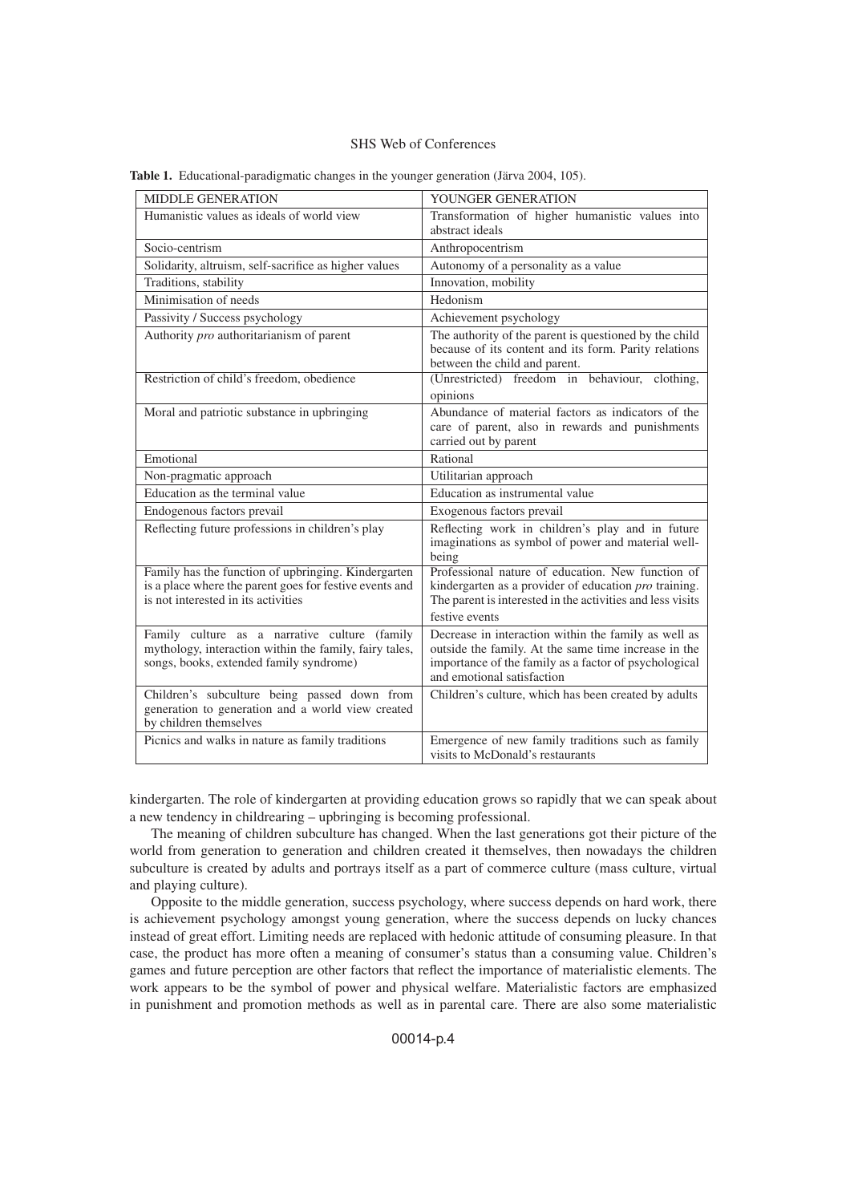**Table 1.** Educational-paradigmatic changes in the younger generation (Järva 2004, 105).

| MIDDLE GENERATION | YOUNGER GENERATION |
|---|---|
| Humanistic values as ideals of world view | Transformation of higher humanistic values into abstract ideals |
| Socio-centrism | Anthropocentrism |
| Solidarity, altruism, self-sacrifice as higher values | Autonomy of a personality as a value |
| Traditions, stability | Innovation, mobility |
| Minimisation of needs | Hedonism |
| Passivity / Success psychology | Achievement psychology |
| Authority *pro* authoritarianism of parent | The authority of the parent is questioned by the child because of its content and its form. Parity relations between the child and parent. |
| Restriction of child's freedom, obedience | (Unrestricted) freedom in behaviour, clothing, opinions |
| Moral and patriotic substance in upbringing | Abundance of material factors as indicators of the care of parent, also in rewards and punishments carried out by parent |
| Emotional | Rational |
| Non-pragmatic approach | Utilitarian approach |
| Education as the terminal value | Education as instrumental value |
| Endogenous factors prevail | Exogenous factors prevail |
| Reflecting future professions in children's play | Reflecting work in children's play and in future imaginations as symbol of power and material well-being |
| Family has the function of upbringing. Kindergarten is a place where the parent goes for festive events and is not interested in its activities | Professional nature of education. New function of kindergarten as a provider of education *pro* training. The parent is interested in the activities and less visits festive events |
| Family culture as a narrative culture (family mythology, interaction within the family, fairy tales, songs, books, extended family syndrome) | Decrease in interaction within the family as well as outside the family. At the same time increase in the importance of the family as a factor of psychological and emotional satisfaction |
| Children's subculture being passed down from generation to generation and a world view created by children themselves | Children's culture, which has been created by adults |
| Picnics and walks in nature as family traditions | Emergence of new family traditions such as family visits to McDonald's restaurants |

kindergarten. The role of kindergarten at providing education grows so rapidly that we can speak about a new tendency in childrearing – upbringing is becoming professional.

The meaning of children subculture has changed. When the last generations got their picture of the world from generation to generation and children created it themselves, then nowadays the children subculture is created by adults and portrays itself as a part of commerce culture (mass culture, virtual and playing culture).

Opposite to the middle generation, success psychology, where success depends on hard work, there is achievement psychology amongst young generation, where the success depends on lucky chances instead of great effort. Limiting needs are replaced with hedonic attitude of consuming pleasure. In that case, the product has more often a meaning of consumer's status than a consuming value. Children's games and future perception are other factors that reflect the importance of materialistic elements. The work appears to be the symbol of power and physical welfare. Materialistic factors are emphasized in punishment and promotion methods as well as in parental care. There are also some materialistic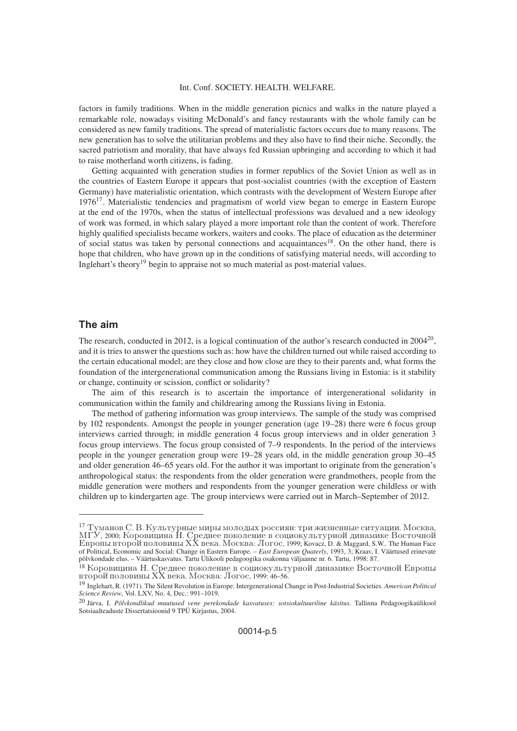factors in family traditions. When in the middle generation picnics and walks in the nature played a remarkable role, nowadays visiting McDonald's and fancy restaurants with the whole family can be considered as new family traditions. The spread of materialistic factors occurs due to many reasons. The new generation has to solve the utilitarian problems and they also have to find their niche. Secondly, the sacred patriotism and morality, that have always fed Russian upbringing and according to which it had to raise motherland worth citizens, is fading.

Getting acquainted with generation studies in former republics of the Soviet Union as well as in the countries of Eastern Europe it appears that post-socialist countries (with the exception of Eastern Germany) have materialistic orientation, which contrasts with the development of Western Europe after 1976[17]. Materialistic tendencies and pragmatism of world view began to emerge in Eastern Europe at the end of the 1970s, when the status of intellectual professions was devalued and a new ideology of work was formed, in which salary played a more important role than the content of work. Therefore highly qualified specialists became workers, waiters and cooks. The place of education as the determiner of social status was taken by personal connections and acquaintances[18]. On the other hand, there is hope that children, who have grown up in the conditions of satisfying material needs, will according to Inglehart's theory[19] begin to appraise not so much material as post-material values.

## The aim

The research, conducted in 2012, is a logical continuation of the author's research conducted in 2004[20], and it is tries to answer the questions such as: how have the children turned out while raised according to the certain educational model; are they close and how close are they to their parents and, what forms the foundation of the intergenerational communication among the Russians living in Estonia: is it stability or change, continuity or scission, conflict or solidarity?

The aim of this research is to ascertain the importance of intergenerational solidarity in communication within the family and childrearing among the Russians living in Estonia.

The method of gathering information was group interviews. The sample of the study was comprised by 102 respondents. Amongst the people in younger generation (age 19–28) there were 6 focus group interviews carried through; in middle generation 4 focus group interviews and in older generation 3 focus group interviews. The focus group consisted of 7–9 respondents. In the period of the interviews people in the younger generation group were 19–28 years old, in the middle generation group 30–45 and older generation 46–65 years old. For the author it was important to originate from the generation's anthropological status: the respondents from the older generation were grandmothers, people from the middle generation were mothers and respondents from the younger generation were childless or with children up to kindergarten age. The group interviews were carried out in March–September of 2012.

---

[17] Туманов С. В. Культурные миры молодых россиян: три жизненные ситуации. Москва, МГУ, 2000; Коровицина Н. Среднее поколение в социокультурной динамике Восточной Европы второй половины XX века. Москва: Логос, 1999; Kovacz, D. & Maggard, S.W.. The Human Face of Political, Economic and Social: Change in Eastern Europe. – *East European Quaterly*, 1993, 3; Kraav, I. Väärtused erinevate põlvkondade elus. – Väärtuskasvatus. Tartu Ülikooli pedagoogika osakonna väljaanne nr. 6. Tartu, 1998: 87.

[18] Коровицина Н. Среднее поколение в социокультурной динамике Восточной Европы второй половины XX века. Москва: Логос, 1999: 46–56.

[19] Inglehart, R. (1971). The Silent Revolution in Europe: Intergenerational Change in Post-Industrial Societies. *American Political Science Review*, Vol. LXV, No. 4, Dec.: 991–1019.

[20] Järva, I. *Põlvkondlikud muutused vene perekondade kasvatuses: sotsiokultuuriline käsitus.* Tallinna Pedagoogikaülikool Sotsiaalteaduste Dissertatsioonid 9 TPÜ Kirjastus, 2004.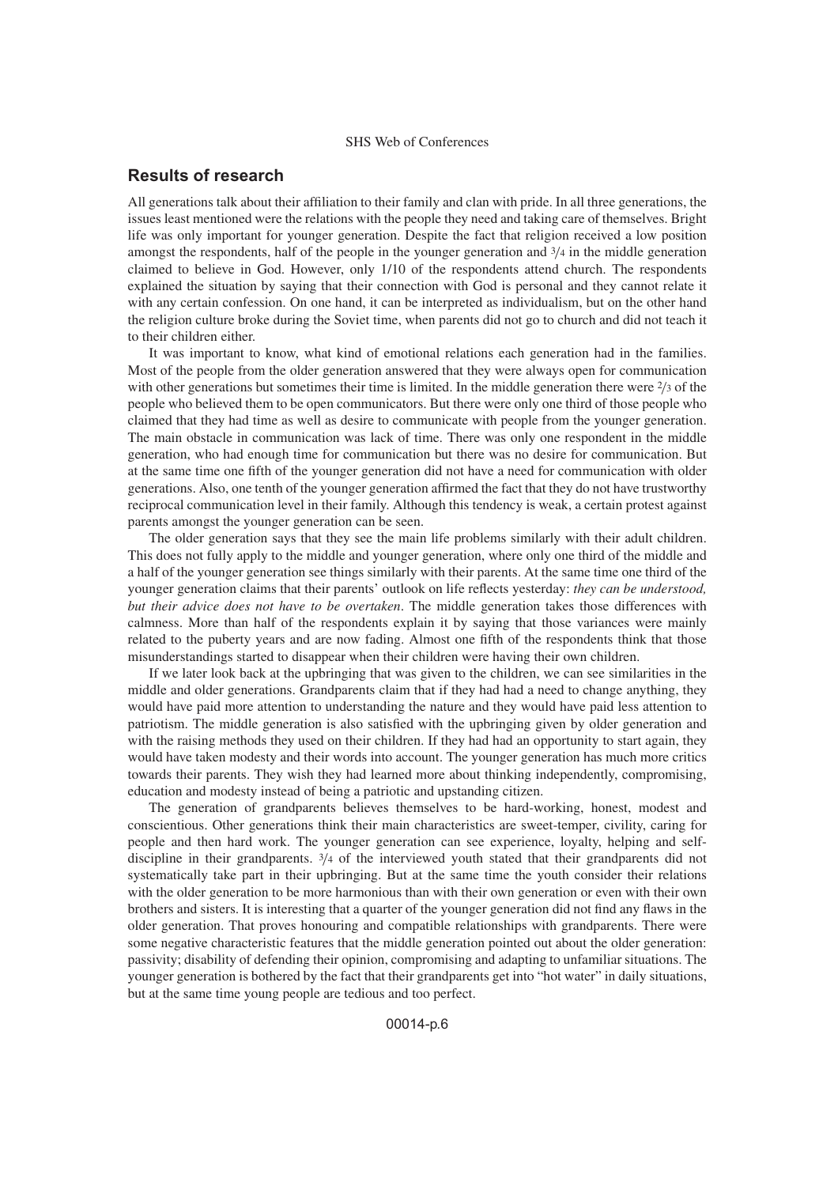## Results of research

All generations talk about their affiliation to their family and clan with pride. In all three generations, the issues least mentioned were the relations with the people they need and taking care of themselves. Bright life was only important for younger generation. Despite the fact that religion received a low position amongst the respondents, half of the people in the younger generation and 3/4 in the middle generation claimed to believe in God. However, only 1/10 of the respondents attend church. The respondents explained the situation by saying that their connection with God is personal and they cannot relate it with any certain confession. On one hand, it can be interpreted as individualism, but on the other hand the religion culture broke during the Soviet time, when parents did not go to church and did not teach it to their children either.

It was important to know, what kind of emotional relations each generation had in the families. Most of the people from the older generation answered that they were always open for communication with other generations but sometimes their time is limited. In the middle generation there were 2/3 of the people who believed them to be open communicators. But there were only one third of those people who claimed that they had time as well as desire to communicate with people from the younger generation. The main obstacle in communication was lack of time. There was only one respondent in the middle generation, who had enough time for communication but there was no desire for communication. But at the same time one fifth of the younger generation did not have a need for communication with older generations. Also, one tenth of the younger generation affirmed the fact that they do not have trustworthy reciprocal communication level in their family. Although this tendency is weak, a certain protest against parents amongst the younger generation can be seen.

The older generation says that they see the main life problems similarly with their adult children. This does not fully apply to the middle and younger generation, where only one third of the middle and a half of the younger generation see things similarly with their parents. At the same time one third of the younger generation claims that their parents' outlook on life reflects yesterday: *they can be understood, but their advice does not have to be overtaken*. The middle generation takes those differences with calmness. More than half of the respondents explain it by saying that those variances were mainly related to the puberty years and are now fading. Almost one fifth of the respondents think that those misunderstandings started to disappear when their children were having their own children.

If we later look back at the upbringing that was given to the children, we can see similarities in the middle and older generations. Grandparents claim that if they had had a need to change anything, they would have paid more attention to understanding the nature and they would have paid less attention to patriotism. The middle generation is also satisfied with the upbringing given by older generation and with the raising methods they used on their children. If they had had an opportunity to start again, they would have taken modesty and their words into account. The younger generation has much more critics towards their parents. They wish they had learned more about thinking independently, compromising, education and modesty instead of being a patriotic and upstanding citizen.

The generation of grandparents believes themselves to be hard-working, honest, modest and conscientious. Other generations think their main characteristics are sweet-temper, civility, caring for people and then hard work. The younger generation can see experience, loyalty, helping and self-discipline in their grandparents. 3/4 of the interviewed youth stated that their grandparents did not systematically take part in their upbringing. But at the same time the youth consider their relations with the older generation to be more harmonious than with their own generation or even with their own brothers and sisters. It is interesting that a quarter of the younger generation did not find any flaws in the older generation. That proves honouring and compatible relationships with grandparents. There were some negative characteristic features that the middle generation pointed out about the older generation: passivity; disability of defending their opinion, compromising and adapting to unfamiliar situations. The younger generation is bothered by the fact that their grandparents get into "hot water" in daily situations, but at the same time young people are tedious and too perfect.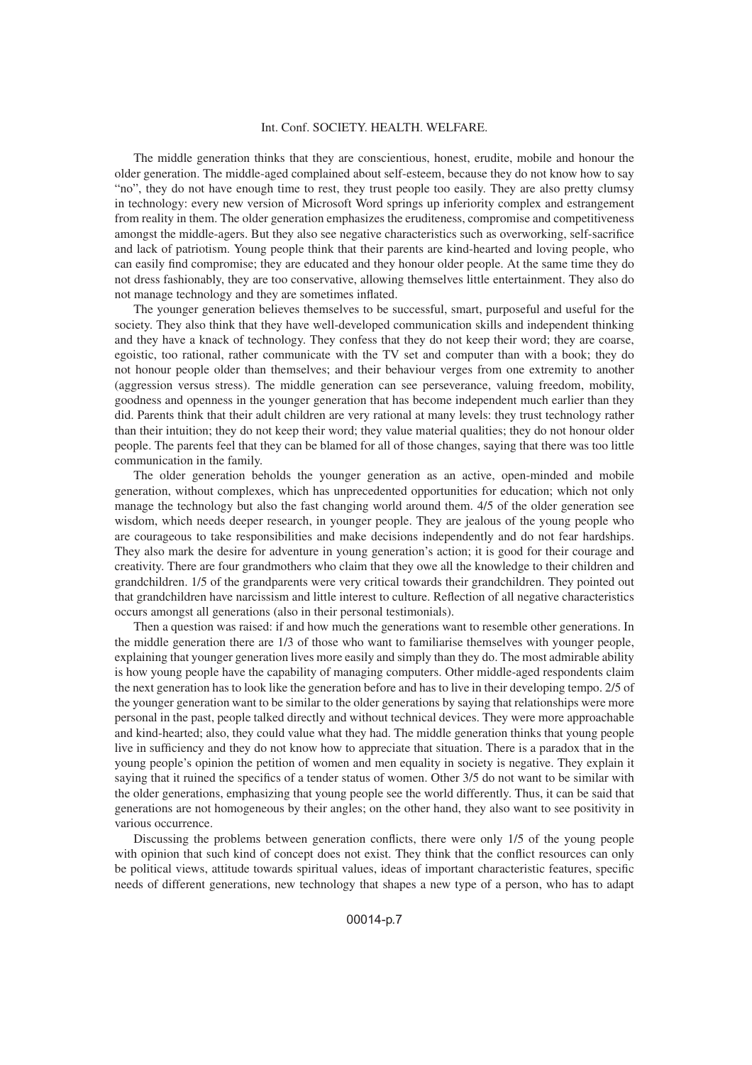The middle generation thinks that they are conscientious, honest, erudite, mobile and honour the older generation. The middle-aged complained about self-esteem, because they do not know how to say "no", they do not have enough time to rest, they trust people too easily. They are also pretty clumsy in technology: every new version of Microsoft Word springs up inferiority complex and estrangement from reality in them. The older generation emphasizes the eruditeness, compromise and competitiveness amongst the middle-agers. But they also see negative characteristics such as overworking, self-sacrifice and lack of patriotism. Young people think that their parents are kind-hearted and loving people, who can easily find compromise; they are educated and they honour older people. At the same time they do not dress fashionably, they are too conservative, allowing themselves little entertainment. They also do not manage technology and they are sometimes inflated.

The younger generation believes themselves to be successful, smart, purposeful and useful for the society. They also think that they have well-developed communication skills and independent thinking and they have a knack of technology. They confess that they do not keep their word; they are coarse, egoistic, too rational, rather communicate with the TV set and computer than with a book; they do not honour people older than themselves; and their behaviour verges from one extremity to another (aggression versus stress). The middle generation can see perseverance, valuing freedom, mobility, goodness and openness in the younger generation that has become independent much earlier than they did. Parents think that their adult children are very rational at many levels: they trust technology rather than their intuition; they do not keep their word; they value material qualities; they do not honour older people. The parents feel that they can be blamed for all of those changes, saying that there was too little communication in the family.

The older generation beholds the younger generation as an active, open-minded and mobile generation, without complexes, which has unprecedented opportunities for education; which not only manage the technology but also the fast changing world around them. 4/5 of the older generation see wisdom, which needs deeper research, in younger people. They are jealous of the young people who are courageous to take responsibilities and make decisions independently and do not fear hardships. They also mark the desire for adventure in young generation's action; it is good for their courage and creativity. There are four grandmothers who claim that they owe all the knowledge to their children and grandchildren. 1/5 of the grandparents were very critical towards their grandchildren. They pointed out that grandchildren have narcissism and little interest to culture. Reflection of all negative characteristics occurs amongst all generations (also in their personal testimonials).

Then a question was raised: if and how much the generations want to resemble other generations. In the middle generation there are 1/3 of those who want to familiarise themselves with younger people, explaining that younger generation lives more easily and simply than they do. The most admirable ability is how young people have the capability of managing computers. Other middle-aged respondents claim the next generation has to look like the generation before and has to live in their developing tempo. 2/5 of the younger generation want to be similar to the older generations by saying that relationships were more personal in the past, people talked directly and without technical devices. They were more approachable and kind-hearted; also, they could value what they had. The middle generation thinks that young people live in sufficiency and they do not know how to appreciate that situation. There is a paradox that in the young people's opinion the petition of women and men equality in society is negative. They explain it saying that it ruined the specifics of a tender status of women. Other 3/5 do not want to be similar with the older generations, emphasizing that young people see the world differently. Thus, it can be said that generations are not homogeneous by their angles; on the other hand, they also want to see positivity in various occurrence.

Discussing the problems between generation conflicts, there were only 1/5 of the young people with opinion that such kind of concept does not exist. They think that the conflict resources can only be political views, attitude towards spiritual values, ideas of important characteristic features, specific needs of different generations, new technology that shapes a new type of a person, who has to adapt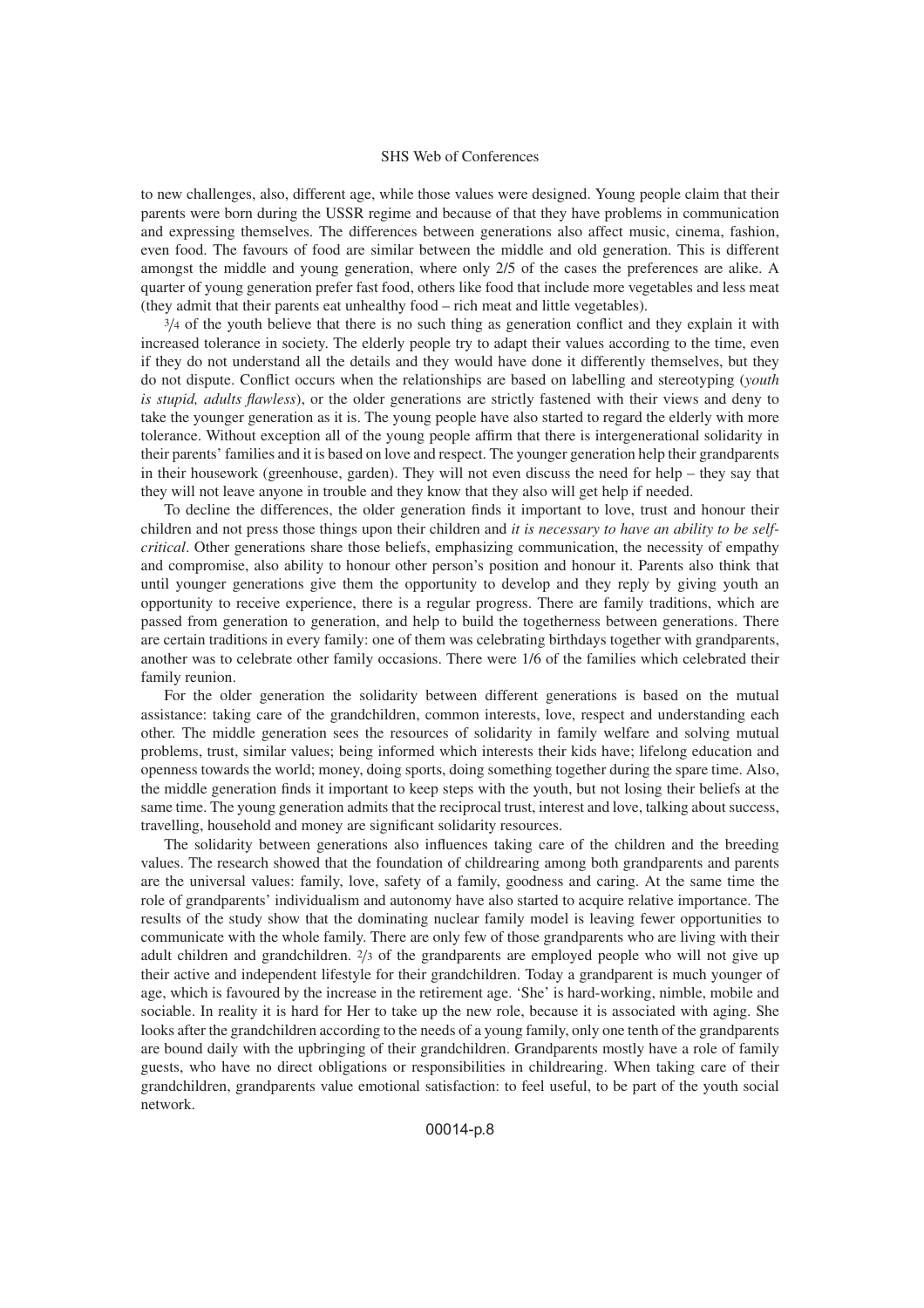to new challenges, also, different age, while those values were designed. Young people claim that their parents were born during the USSR regime and because of that they have problems in communication and expressing themselves. The differences between generations also affect music, cinema, fashion, even food. The favours of food are similar between the middle and old generation. This is different amongst the middle and young generation, where only 2/5 of the cases the preferences are alike. A quarter of young generation prefer fast food, others like food that include more vegetables and less meat (they admit that their parents eat unhealthy food – rich meat and little vegetables).

3/4 of the youth believe that there is no such thing as generation conflict and they explain it with increased tolerance in society. The elderly people try to adapt their values according to the time, even if they do not understand all the details and they would have done it differently themselves, but they do not dispute. Conflict occurs when the relationships are based on labelling and stereotyping (*youth is stupid, adults flawless*), or the older generations are strictly fastened with their views and deny to take the younger generation as it is. The young people have also started to regard the elderly with more tolerance. Without exception all of the young people affirm that there is intergenerational solidarity in their parents' families and it is based on love and respect. The younger generation help their grandparents in their housework (greenhouse, garden). They will not even discuss the need for help – they say that they will not leave anyone in trouble and they know that they also will get help if needed.

To decline the differences, the older generation finds it important to love, trust and honour their children and not press those things upon their children and *it is necessary to have an ability to be self-critical*. Other generations share those beliefs, emphasizing communication, the necessity of empathy and compromise, also ability to honour other person's position and honour it. Parents also think that until younger generations give them the opportunity to develop and they reply by giving youth an opportunity to receive experience, there is a regular progress. There are family traditions, which are passed from generation to generation, and help to build the togetherness between generations. There are certain traditions in every family: one of them was celebrating birthdays together with grandparents, another was to celebrate other family occasions. There were 1/6 of the families which celebrated their family reunion.

For the older generation the solidarity between different generations is based on the mutual assistance: taking care of the grandchildren, common interests, love, respect and understanding each other. The middle generation sees the resources of solidarity in family welfare and solving mutual problems, trust, similar values; being informed which interests their kids have; lifelong education and openness towards the world; money, doing sports, doing something together during the spare time. Also, the middle generation finds it important to keep steps with the youth, but not losing their beliefs at the same time. The young generation admits that the reciprocal trust, interest and love, talking about success, travelling, household and money are significant solidarity resources.

The solidarity between generations also influences taking care of the children and the breeding values. The research showed that the foundation of childrearing among both grandparents and parents are the universal values: family, love, safety of a family, goodness and caring. At the same time the role of grandparents' individualism and autonomy have also started to acquire relative importance. The results of the study show that the dominating nuclear family model is leaving fewer opportunities to communicate with the whole family. There are only few of those grandparents who are living with their adult children and grandchildren. 2/3 of the grandparents are employed people who will not give up their active and independent lifestyle for their grandchildren. Today a grandparent is much younger of age, which is favoured by the increase in the retirement age. 'She' is hard-working, nimble, mobile and sociable. In reality it is hard for Her to take up the new role, because it is associated with aging. She looks after the grandchildren according to the needs of a young family, only one tenth of the grandparents are bound daily with the upbringing of their grandchildren. Grandparents mostly have a role of family guests, who have no direct obligations or responsibilities in childrearing. When taking care of their grandchildren, grandparents value emotional satisfaction: to feel useful, to be part of the youth social network.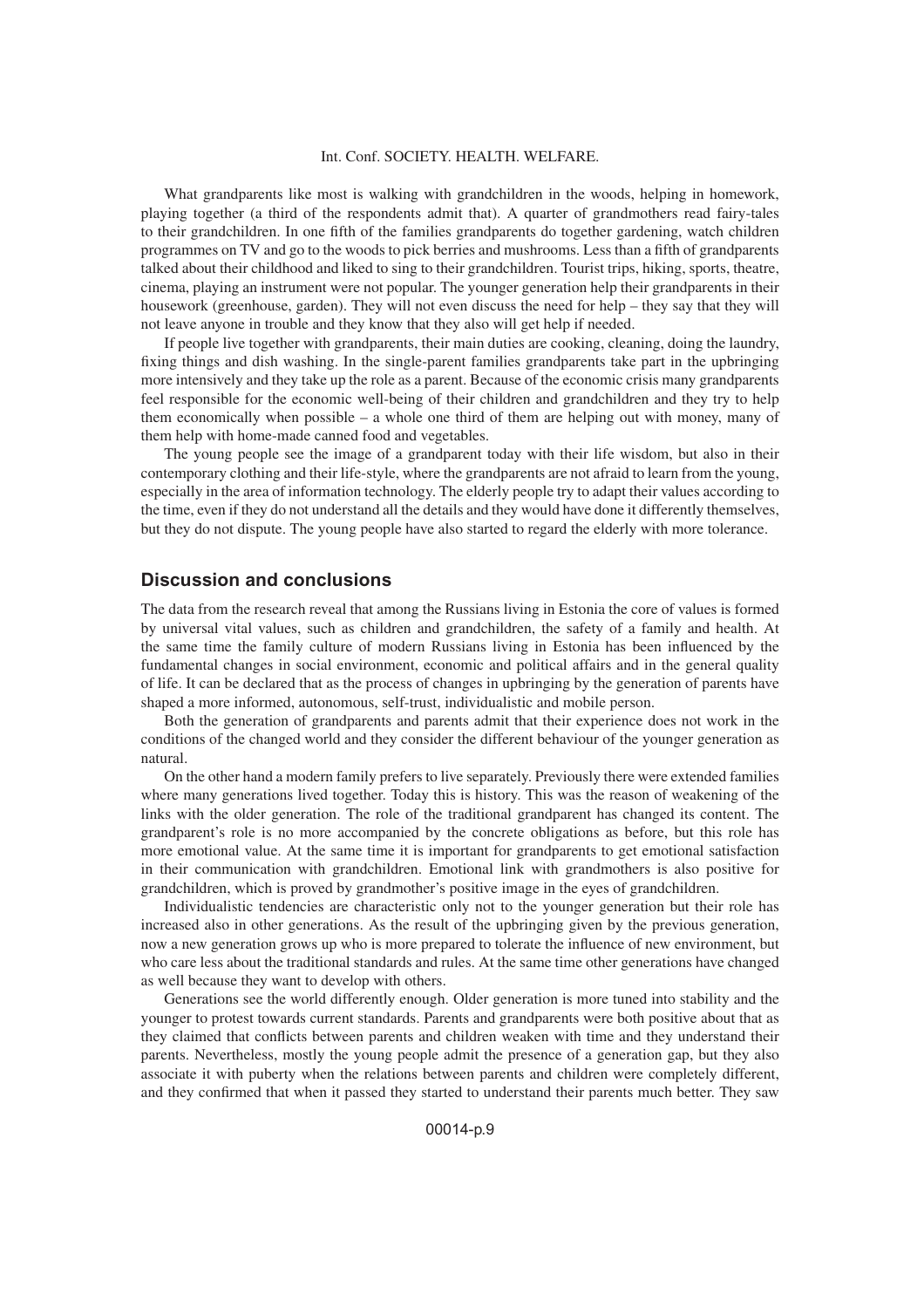What grandparents like most is walking with grandchildren in the woods, helping in homework, playing together (a third of the respondents admit that). A quarter of grandmothers read fairy-tales to their grandchildren. In one fifth of the families grandparents do together gardening, watch children programmes on TV and go to the woods to pick berries and mushrooms. Less than a fifth of grandparents talked about their childhood and liked to sing to their grandchildren. Tourist trips, hiking, sports, theatre, cinema, playing an instrument were not popular. The younger generation help their grandparents in their housework (greenhouse, garden). They will not even discuss the need for help – they say that they will not leave anyone in trouble and they know that they also will get help if needed.

If people live together with grandparents, their main duties are cooking, cleaning, doing the laundry, fixing things and dish washing. In the single-parent families grandparents take part in the upbringing more intensively and they take up the role as a parent. Because of the economic crisis many grandparents feel responsible for the economic well-being of their children and grandchildren and they try to help them economically when possible – a whole one third of them are helping out with money, many of them help with home-made canned food and vegetables.

The young people see the image of a grandparent today with their life wisdom, but also in their contemporary clothing and their life-style, where the grandparents are not afraid to learn from the young, especially in the area of information technology. The elderly people try to adapt their values according to the time, even if they do not understand all the details and they would have done it differently themselves, but they do not dispute. The young people have also started to regard the elderly with more tolerance.

## Discussion and conclusions

The data from the research reveal that among the Russians living in Estonia the core of values is formed by universal vital values, such as children and grandchildren, the safety of a family and health. At the same time the family culture of modern Russians living in Estonia has been influenced by the fundamental changes in social environment, economic and political affairs and in the general quality of life. It can be declared that as the process of changes in upbringing by the generation of parents have shaped a more informed, autonomous, self-trust, individualistic and mobile person.

Both the generation of grandparents and parents admit that their experience does not work in the conditions of the changed world and they consider the different behaviour of the younger generation as natural.

On the other hand a modern family prefers to live separately. Previously there were extended families where many generations lived together. Today this is history. This was the reason of weakening of the links with the older generation. The role of the traditional grandparent has changed its content. The grandparent's role is no more accompanied by the concrete obligations as before, but this role has more emotional value. At the same time it is important for grandparents to get emotional satisfaction in their communication with grandchildren. Emotional link with grandmothers is also positive for grandchildren, which is proved by grandmother's positive image in the eyes of grandchildren.

Individualistic tendencies are characteristic only not to the younger generation but their role has increased also in other generations. As the result of the upbringing given by the previous generation, now a new generation grows up who is more prepared to tolerate the influence of new environment, but who care less about the traditional standards and rules. At the same time other generations have changed as well because they want to develop with others.

Generations see the world differently enough. Older generation is more tuned into stability and the younger to protest towards current standards. Parents and grandparents were both positive about that as they claimed that conflicts between parents and children weaken with time and they understand their parents. Nevertheless, mostly the young people admit the presence of a generation gap, but they also associate it with puberty when the relations between parents and children were completely different, and they confirmed that when it passed they started to understand their parents much better. They saw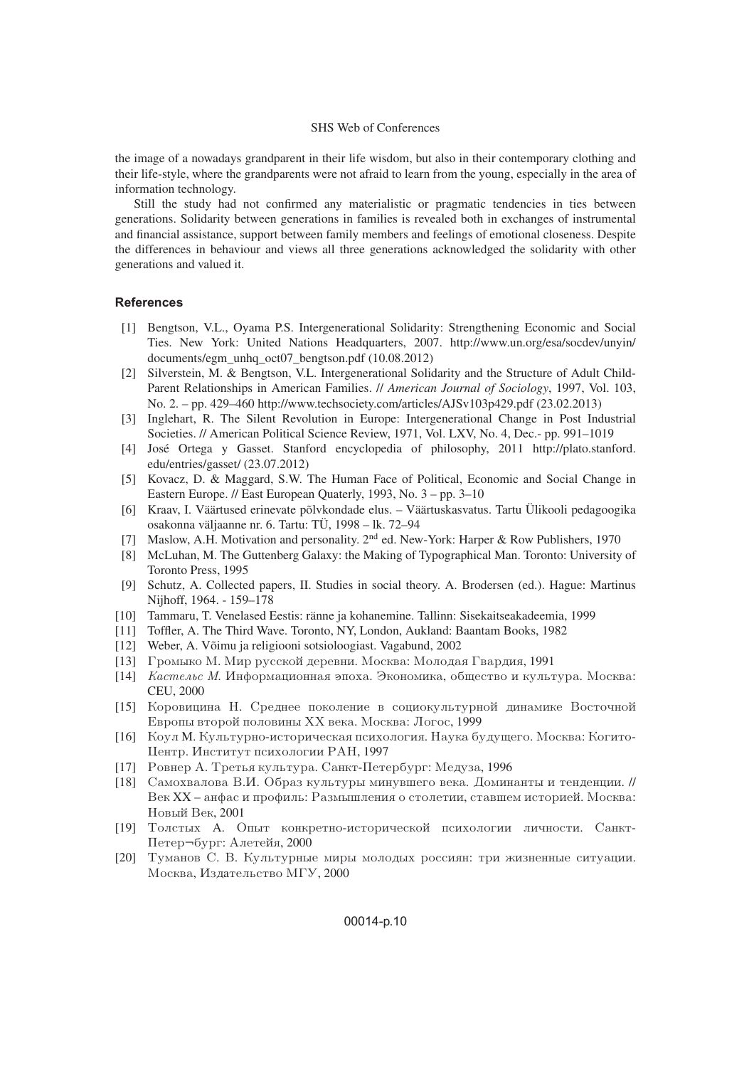the image of a nowadays grandparent in their life wisdom, but also in their contemporary clothing and their life-style, where the grandparents were not afraid to learn from the young, especially in the area of information technology.

Still the study had not confirmed any materialistic or pragmatic tendencies in ties between generations. Solidarity between generations in families is revealed both in exchanges of instrumental and financial assistance, support between family members and feelings of emotional closeness. Despite the differences in behaviour and views all three generations acknowledged the solidarity with other generations and valued it.

## References

[1] Bengtson, V.L., Oyama P.S. Intergenerational Solidarity: Strengthening Economic and Social Ties. New York: United Nations Headquarters, 2007. http://www.un.org/esa/socdev/unyin/documents/egm_unhq_oct07_bengtson.pdf (10.08.2012)

[2] Silverstein, M. & Bengtson, V.L. Intergenerational Solidarity and the Structure of Adult Child-Parent Relationships in American Families. // *American Journal of Sociology*, 1997, Vol. 103, No. 2. – pp. 429–460 http://www.techsociety.com/articles/AJSv103p429.pdf (23.02.2013)

[3] Inglehart, R. The Silent Revolution in Europe: Intergenerational Change in Post Industrial Societies. // American Political Science Review, 1971, Vol. LXV, No. 4, Dec.- pp. 991–1019

[4] José Ortega y Gasset. Stanford encyclopedia of philosophy, 2011 http://plato.stanford.edu/entries/gasset/ (23.07.2012)

[5] Kovacz, D. & Maggard, S.W. The Human Face of Political, Economic and Social Change in Eastern Europe. // East European Quaterly, 1993, No. 3 – pp. 3–10

[6] Kraav, I. Väärtused erinevate põlvkondade elus. – Väärtuskasvatus. Tartu Ülikooli pedagoogika osakonna väljaanne nr. 6. Tartu: TÜ, 1998 – lk. 72–94

[7] Maslow, A.H. Motivation and personality. 2nd ed. New-York: Harper & Row Publishers, 1970

[8] McLuhan, M. The Guttenberg Galaxy: the Making of Typographical Man. Toronto: University of Toronto Press, 1995

[9] Schutz, A. Collected papers, II. Studies in social theory. A. Brodersen (ed.). Hague: Martinus Nijhoff, 1964. - 159–178

[10] Tammaru, T. Venelased Eestis: ränne ja kohanemine. Tallinn: Sisekaitseakadeemia, 1999

[11] Toffler, A. The Third Wave. Toronto, NY, London, Aukland: Baantam Books, 1982

[12] Weber, A. Võimu ja religiooni sotsioloogiast. Vagabund, 2002

[13] Громыко М. Мир русской деревни. Москва: Молодая Гвардия, 1991

[14] *Кастельс М.* Информационная эпоха. Экономика, общество и культура. Москва: CEU, 2000

[15] Коровицина Н. Среднее поколение в социокультурной динамике Восточной Европы второй половины XX века. Москва: Логос, 1999

[16] Коул М. Культурно-историческая психология. Наука будущего. Москва: Когито-Центр. Институт психологии РАН, 1997

[17] Ровнер А. Третья культура. Санкт-Петербург: Медуза, 1996

[18] Самохвалова В.И. Образ культуры минувшего века. Доминанты и тенденции. // Век XX – анфас и профиль: Размышления о столетии, ставшем историей. Москва: Новый Век, 2001

[19] Толстых А. Опыт конкретно-исторической психологии личности. Санкт-Петер¬бург: Алетейя, 2000

[20] Туманов С. В. Культурные миры молодых россиян: три жизненные ситуации. Москва, Издательство МГУ, 2000